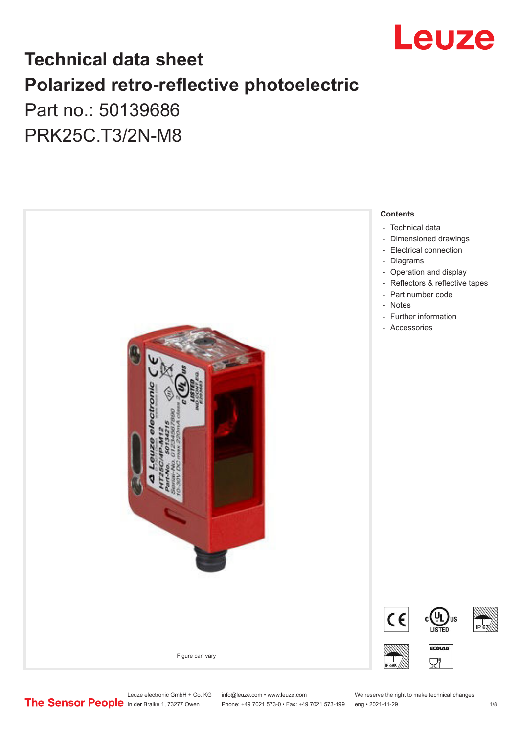# Technical data sheet

# Polarized retro-reflective photoelectric

Part no.: 50139686

PRK25C.T3/2N-M8

Figure can vary

**Contents**

- Technical data
- Dimensioned drawings
- Electrical connection
- Diagrams
- Operation and display
- Reflectors & reflective tapes
- Part number code
- Notes
- Further information
- Accessories

Leuze electronic GmbH + Co. KG
In der Braike 1, 73277 Owen

info@leuze.com • www.leuze.com
Phone: +49 7021 573-0 • Fax: +49 7021 573-199

We reserve the right to make technical changes
eng • 2021-11-29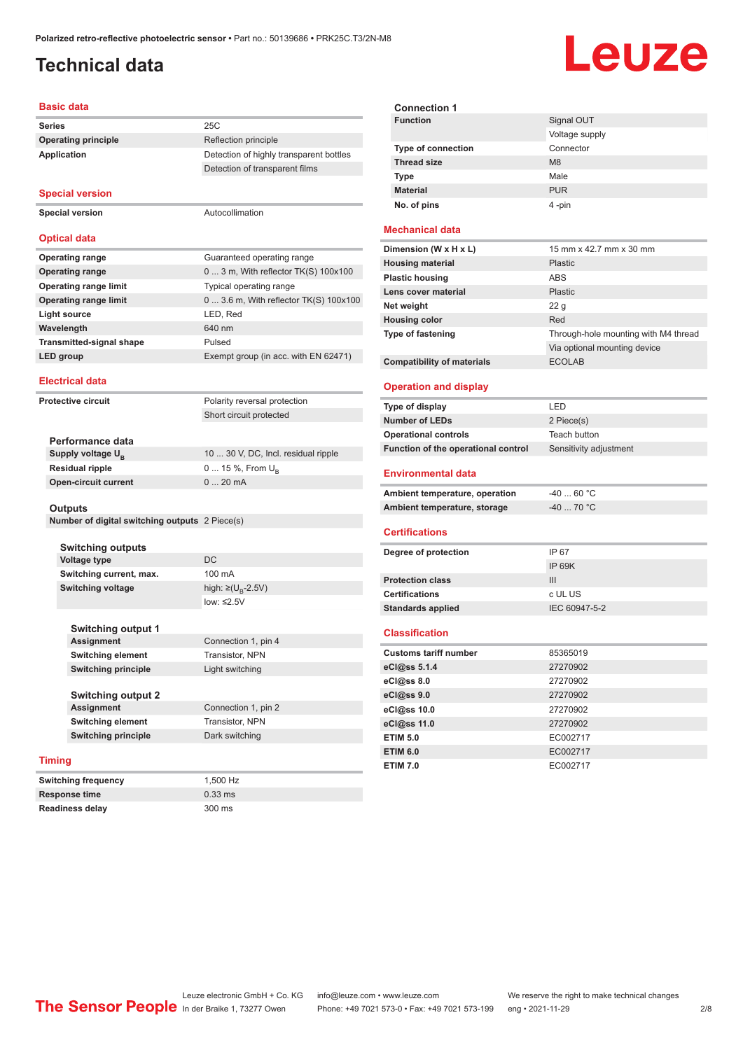# Technical data

## Basic data

| | |
|---|---|
| **Series** | 25C |
| **Operating principle** | Reflection principle |
| **Application** | Detection of highly transparent bottles |
| | Detection of transparent films |

## Special version

| | |
|---|---|
| **Special version** | Autocollimation |

## Optical data

| | |
|---|---|
| **Operating range** | Guaranteed operating range |
| **Operating range** | 0 ... 3 m, With reflector TK(S) 100x100 |
| **Operating range limit** | Typical operating range |
| **Operating range limit** | 0 ... 3.6 m, With reflector TK(S) 100x100 |
| **Light source** | LED, Red |
| **Wavelength** | 640 nm |
| **Transmitted-signal shape** | Pulsed |
| **LED group** | Exempt group (in acc. with EN 62471) |

## Electrical data

| | |
|---|---|
| **Protective circuit** | Polarity reversal protection |
| | Short circuit protected |

### Performance data

| | |
|---|---|
| **Supply voltage $U_B$** | 10 ... 30 V, DC, Incl. residual ripple |
| **Residual ripple** | 0 ... 15 %, From $U_B$ |
| **Open-circuit current** | 0 ... 20 mA |

### Outputs

| | |
|---|---|
| **Number of digital switching outputs** | 2 Piece(s) |

### Switching outputs

| | |
|---|---|
| **Voltage type** | DC |
| **Switching current, max.** | 100 mA |
| **Switching voltage** | high: ≥($U_B$-2.5V) |
| | low: ≤2.5V |

### Switching output 1

| | |
|---|---|
| **Assignment** | Connection 1, pin 4 |
| **Switching element** | Transistor, NPN |
| **Switching principle** | Light switching |

### Switching output 2

| | |
|---|---|
| **Assignment** | Connection 1, pin 2 |
| **Switching element** | Transistor, NPN |
| **Switching principle** | Dark switching |

## Timing

| | |
|---|---|
| **Switching frequency** | 1,500 Hz |
| **Response time** | 0.33 ms |
| **Readiness delay** | 300 ms |

### Connection 1

| | |
|---|---|
| **Function** | Signal OUT |
| | Voltage supply |
| **Type of connection** | Connector |
| **Thread size** | M8 |
| **Type** | Male |
| **Material** | PUR |
| **No. of pins** | 4 -pin |

## Mechanical data

| | |
|---|---|
| **Dimension (W x H x L)** | 15 mm x 42.7 mm x 30 mm |
| **Housing material** | Plastic |
| **Plastic housing** | ABS |
| **Lens cover material** | Plastic |
| **Net weight** | 22 g |
| **Housing color** | Red |
| **Type of fastening** | Through-hole mounting with M4 thread |
| | Via optional mounting device |
| **Compatibility of materials** | ECOLAB |

## Operation and display

| | |
|---|---|
| **Type of display** | LED |
| **Number of LEDs** | 2 Piece(s) |
| **Operational controls** | Teach button |
| **Function of the operational control** | Sensitivity adjustment |

## Environmental data

| | |
|---|---|
| **Ambient temperature, operation** | -40 ... 60 °C |
| **Ambient temperature, storage** | -40 ... 70 °C |

## Certifications

| | |
|---|---|
| **Degree of protection** | IP 67 |
| | IP 69K |
| **Protection class** | III |
| **Certifications** | c UL US |
| **Standards applied** | IEC 60947-5-2 |

## Classification

| | |
|---|---|
| **Customs tariff number** | 85365019 |
| **eCl@ss 5.1.4** | 27270902 |
| **eCl@ss 8.0** | 27270902 |
| **eCl@ss 9.0** | 27270902 |
| **eCl@ss 10.0** | 27270902 |
| **eCl@ss 11.0** | 27270902 |
| **ETIM 5.0** | EC002717 |
| **ETIM 6.0** | EC002717 |
| **ETIM 7.0** | EC002717 |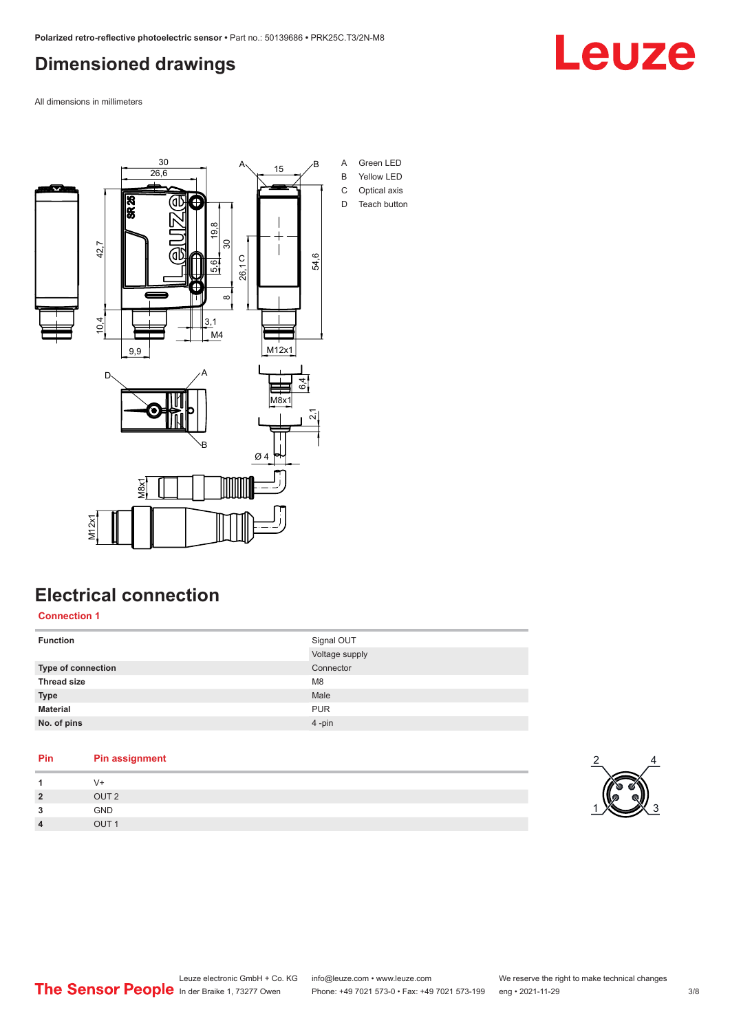# Dimensioned drawings

All dimensions in millimeters

A Green LED
B Yellow LED
C Optical axis
D Teach button

# Electrical connection

## Connection 1

| | |
|---|---|
| **Function** | Signal OUT |
| | Voltage supply |
| **Type of connection** | Connector |
| **Thread size** | M8 |
| **Type** | Male |
| **Material** | PUR |
| **No. of pins** | 4 -pin |

| Pin | Pin assignment |
|---|---|
| **1** | V+ |
| **2** | OUT 2 |
| **3** | GND |
| **4** | OUT 1 |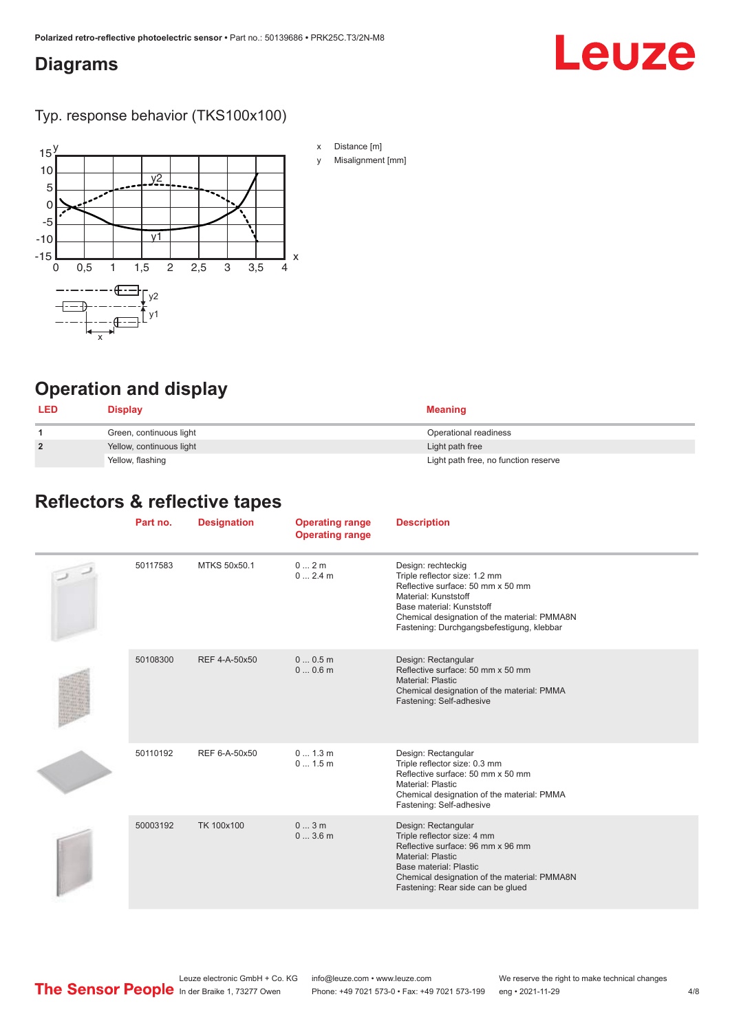## Diagrams

Typ. response behavior (TKS100x100)

x Distance [m]

y Misalignment [mm]

## Operation and display

| LED | Display | Meaning |
|---|---|---|
| 1 | Green, continuous light | Operational readiness |
| 2 | Yellow, continuous light | Light path free |
| | Yellow, flashing | Light path free, no function reserve |

## Reflectors & reflective tapes

| | Part no. | Designation | Operating range<br>Operating range | Description |
|---|---|---|---|---|
| | 50117583 | MTKS 50x50.1 | 0 ... 2 m<br>0 ... 2.4 m | Design: rechteckig<br>Triple reflector size: 1.2 mm<br>Reflective surface: 50 mm x 50 mm<br>Material: Kunststoff<br>Base material: Kunststoff<br>Chemical designation of the material: PMMA8N<br>Fastening: Durchgangsbefestigung, klebbar |
| | 50108300 | REF 4-A-50x50 | 0 ... 0.5 m<br>0 ... 0.6 m | Design: Rectangular<br>Reflective surface: 50 mm x 50 mm<br>Material: Plastic<br>Chemical designation of the material: PMMA<br>Fastening: Self-adhesive |
| | 50110192 | REF 6-A-50x50 | 0 ... 1.3 m<br>0 ... 1.5 m | Design: Rectangular<br>Triple reflector size: 0.3 mm<br>Reflective surface: 50 mm x 50 mm<br>Material: Plastic<br>Chemical designation of the material: PMMA<br>Fastening: Self-adhesive |
| | 50003192 | TK 100x100 | 0 ... 3 m<br>0 ... 3.6 m | Design: Rectangular<br>Triple reflector size: 4 mm<br>Reflective surface: 96 mm x 96 mm<br>Material: Plastic<br>Base material: Plastic<br>Chemical designation of the material: PMMA8N<br>Fastening: Rear side can be glued |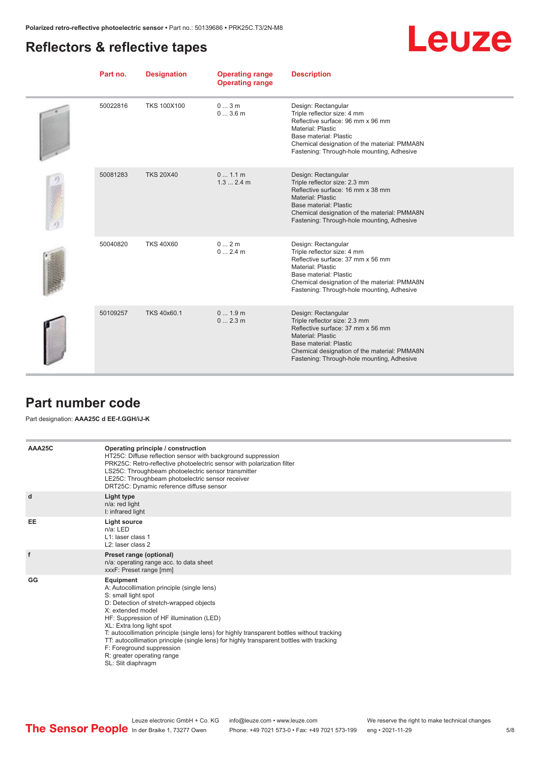## Reflectors & reflective tapes

| Part no. | Designation | Operating range<br>Operating range | Description |
|---|---|---|---|
| 50022816 | TKS 100X100 | 0 ... 3 m<br>0 ... 3.6 m | Design: Rectangular<br>Triple reflector size: 4 mm<br>Reflective surface: 96 mm x 96 mm<br>Material: Plastic<br>Base material: Plastic<br>Chemical designation of the material: PMMA8N<br>Fastening: Through-hole mounting, Adhesive |
| 50081283 | TKS 20X40 | 0 ... 1.1 m<br>1.3 ... 2.4 m | Design: Rectangular<br>Triple reflector size: 2.3 mm<br>Reflective surface: 16 mm x 38 mm<br>Material: Plastic<br>Base material: Plastic<br>Chemical designation of the material: PMMA8N<br>Fastening: Through-hole mounting, Adhesive |
| 50040820 | TKS 40X60 | 0 ... 2 m<br>0 ... 2.4 m | Design: Rectangular<br>Triple reflector size: 4 mm<br>Reflective surface: 37 mm x 56 mm<br>Material: Plastic<br>Base material: Plastic<br>Chemical designation of the material: PMMA8N<br>Fastening: Through-hole mounting, Adhesive |
| 50109257 | TKS 40x60.1 | 0 ... 1.9 m<br>0 ... 2.3 m | Design: Rectangular<br>Triple reflector size: 2.3 mm<br>Reflective surface: 37 mm x 56 mm<br>Material: Plastic<br>Base material: Plastic<br>Chemical designation of the material: PMMA8N<br>Fastening: Through-hole mounting, Adhesive |

## Part number code

Part designation: **AAA25C d EE-f.GGH/iJ-K**

| | |
|---|---|
| AAA25C | **Operating principle / construction**<br>HT25C: Diffuse reflection sensor with background suppression<br>PRK25C: Retro-reflective photoelectric sensor with polarization filter<br>LS25C: Throughbeam photoelectric sensor transmitter<br>LE25C: Throughbeam photoelectric sensor receiver<br>DRT25C: Dynamic reference diffuse sensor |
| d | **Light type**<br>n/a: red light<br>I: infrared light |
| EE | **Light source**<br>n/a: LED<br>L1: laser class 1<br>L2: laser class 2 |
| f | **Preset range (optional)**<br>n/a: operating range acc. to data sheet<br>xxxF: Preset range [mm] |
| GG | **Equipment**<br>A: Autocollimation principle (single lens)<br>S: small light spot<br>D: Detection of stretch-wrapped objects<br>X: extended model<br>HF: Suppression of HF illumination (LED)<br>XL: Extra long light spot<br>T: autocollimation principle (single lens) for highly transparent bottles without tracking<br>TT: autocollimation principle (single lens) for highly transparent bottles with tracking<br>F: Foreground suppression<br>R: greater operating range<br>SL: Slit diaphragm |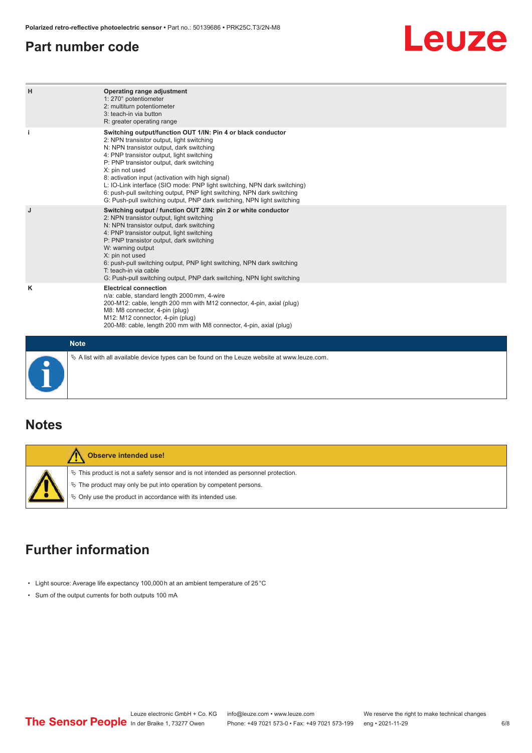## Part number code

| | |
|---|---|
| H | **Operating range adjustment**<br>1: 270° potentiometer<br>2: multiturn potentiometer<br>3: teach-in via button<br>R: greater operating range |
| i | **Switching output/function OUT 1/IN: Pin 4 or black conductor**<br>2: NPN transistor output, light switching<br>N: NPN transistor output, dark switching<br>4: PNP transistor output, light switching<br>P: PNP transistor output, dark switching<br>X: pin not used<br>8: activation input (activation with high signal)<br>L: IO-Link interface (SIO mode: PNP light switching, NPN dark switching)<br>6: push-pull switching output, PNP light switching, NPN dark switching<br>G: Push-pull switching output, PNP dark switching, NPN light switching |
| J | **Switching output / function OUT 2/IN: pin 2 or white conductor**<br>2: NPN transistor output, light switching<br>N: NPN transistor output, dark switching<br>4: PNP transistor output, light switching<br>P: PNP transistor output, dark switching<br>W: warning output<br>X: pin not used<br>6: push-pull switching output, PNP light switching, NPN dark switching<br>T: teach-in via cable<br>G: Push-pull switching output, PNP dark switching, NPN light switching |
| K | **Electrical connection**<br>n/a: cable, standard length 2000 mm, 4-wire<br>200-M12: cable, length 200 mm with M12 connector, 4-pin, axial (plug)<br>M8: M8 connector, 4-pin (plug)<br>M12: M12 connector, 4-pin (plug)<br>200-M8: cable, length 200 mm with M8 connector, 4-pin, axial (plug) |

**Note**

↳ A list with all available device types can be found on the Leuze website at www.leuze.com.

## Notes

**Observe intended use!**

↳ This product is not a safety sensor and is not intended as personnel protection.

↳ The product may only be put into operation by competent persons.

↳ Only use the product in accordance with its intended use.

## Further information

- Light source: Average life expectancy 100,000 h at an ambient temperature of 25 °C
- Sum of the output currents for both outputs 100 mA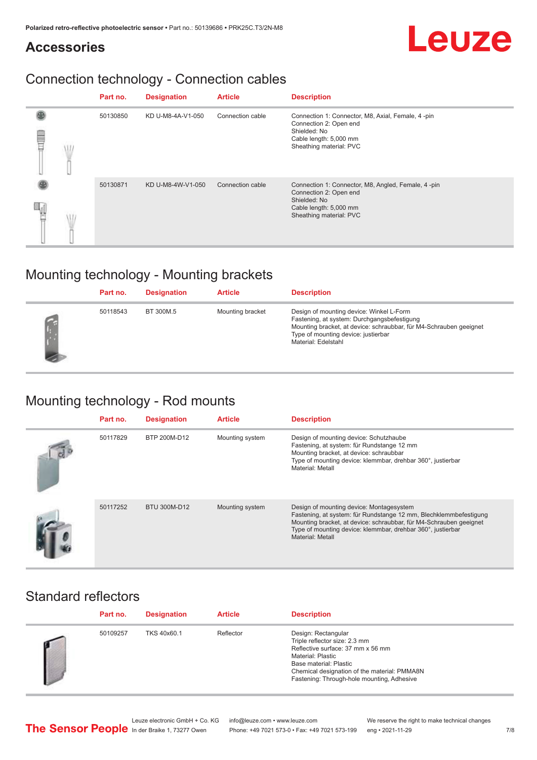## Accessories

### Connection technology - Connection cables

| Part no. | Designation | Article | Description |
|---|---|---|---|
| 50130850 | KD U-M8-4A-V1-050 | Connection cable | Connection 1: Connector, M8, Axial, Female, 4 -pin<br>Connection 2: Open end<br>Shielded: No<br>Cable length: 5,000 mm<br>Sheathing material: PVC |
| 50130871 | KD U-M8-4W-V1-050 | Connection cable | Connection 1: Connector, M8, Angled, Female, 4 -pin<br>Connection 2: Open end<br>Shielded: No<br>Cable length: 5,000 mm<br>Sheathing material: PVC |

### Mounting technology - Mounting brackets

| Part no. | Designation | Article | Description |
|---|---|---|---|
| 50118543 | BT 300M.5 | Mounting bracket | Design of mounting device: Winkel L-Form<br>Fastening, at system: Durchgangsbefestigung<br>Mounting bracket, at device: schraubbar, für M4-Schrauben geeignet<br>Type of mounting device: justierbar<br>Material: Edelstahl |

### Mounting technology - Rod mounts

| Part no. | Designation | Article | Description |
|---|---|---|---|
| 50117829 | BTP 200M-D12 | Mounting system | Design of mounting device: Schutzhaube<br>Fastening, at system: für Rundstange 12 mm<br>Mounting bracket, at device: schraubbar<br>Type of mounting device: klemmbar, drehbar 360°, justierbar<br>Material: Metall |
| 50117252 | BTU 300M-D12 | Mounting system | Design of mounting device: Montagesystem<br>Fastening, at system: für Rundstange 12 mm, Blechklemmbefestigung<br>Mounting bracket, at device: schraubbar, für M4-Schrauben geeignet<br>Type of mounting device: klemmbar, drehbar 360°, justierbar<br>Material: Metall |

### Standard reflectors

| Part no. | Designation | Article | Description |
|---|---|---|---|
| 50109257 | TKS 40x60.1 | Reflector | Design: Rectangular<br>Triple reflector size: 2.3 mm<br>Reflective surface: 37 mm x 56 mm<br>Material: Plastic<br>Base material: Plastic<br>Chemical designation of the material: PMMA8N<br>Fastening: Through-hole mounting, Adhesive |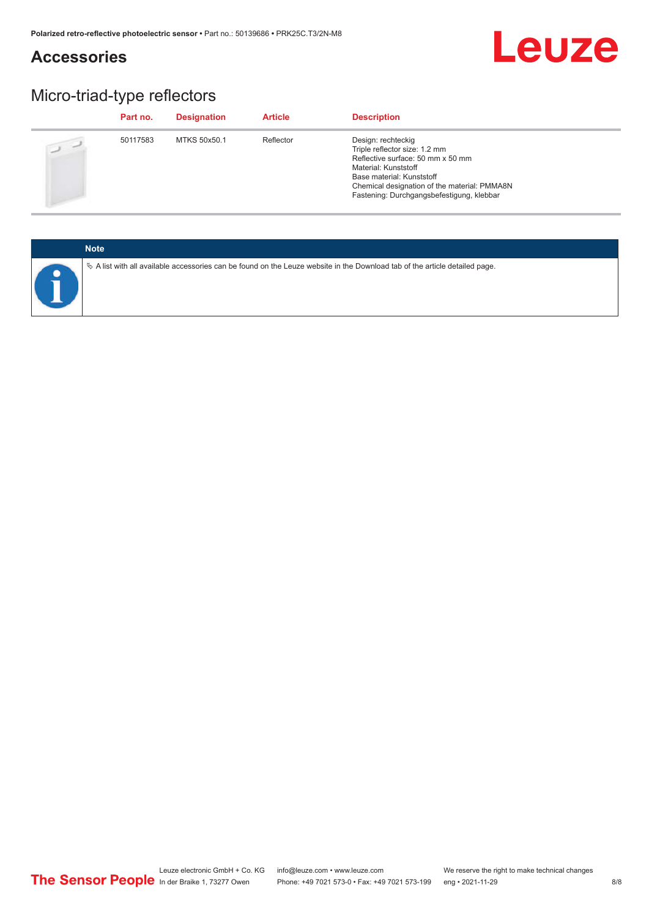## Accessories

### Micro-triad-type reflectors

| | Part no. | Designation | Article | Description |
|---|---|---|---|---|
| | 50117583 | MTKS 50x50.1 | Reflector | Design: rechteckig<br>Triple reflector size: 1.2 mm<br>Reflective surface: 50 mm x 50 mm<br>Material: Kunststoff<br>Base material: Kunststoff<br>Chemical designation of the material: PMMA8N<br>Fastening: Durchgangsbefestigung, klebbar |

**Note**

↳ A list with all available accessories can be found on the Leuze website in the Download tab of the article detailed page.